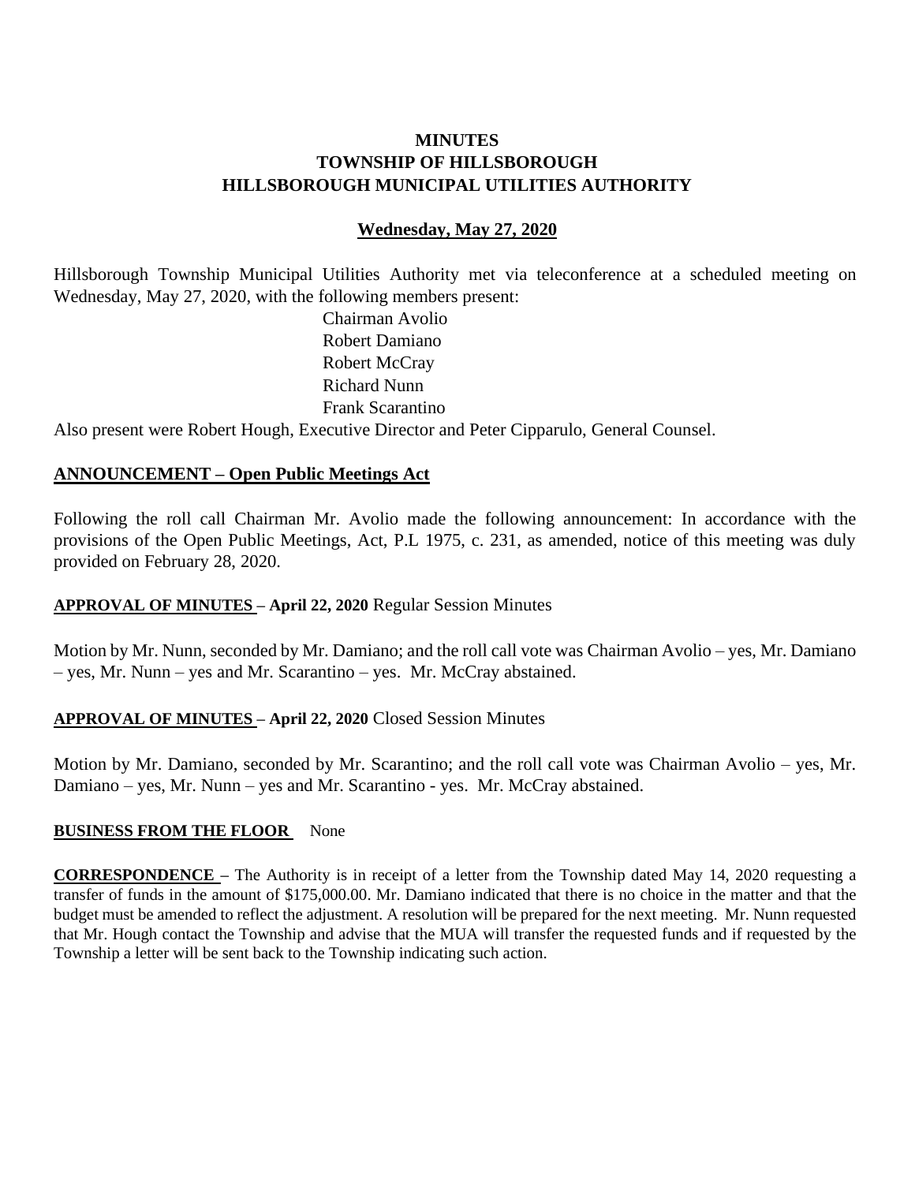# MINUTES
# TOWNSHIP OF HILLSBOROUGH
# HILLSBOROUGH MUNICIPAL UTILITIES AUTHORITY

**Wednesday, May 27, 2020**

Hillsborough Township Municipal Utilities Authority met via teleconference at a scheduled meeting on Wednesday, May 27, 2020, with the following members present:

Chairman Avolio
Robert Damiano
Robert McCray
Richard Nunn
Frank Scarantino

Also present were Robert Hough, Executive Director and Peter Cipparulo, General Counsel.

## ANNOUNCEMENT – Open Public Meetings Act

Following the roll call Chairman Mr. Avolio made the following announcement: In accordance with the provisions of the Open Public Meetings, Act, P.L 1975, c. 231, as amended, notice of this meeting was duly provided on February 28, 2020.

**APPROVAL OF MINUTES – April 22, 2020** Regular Session Minutes

Motion by Mr. Nunn, seconded by Mr. Damiano; and the roll call vote was Chairman Avolio – yes, Mr. Damiano – yes, Mr. Nunn – yes and Mr. Scarantino – yes. Mr. McCray abstained.

**APPROVAL OF MINUTES – April 22, 2020** Closed Session Minutes

Motion by Mr. Damiano, seconded by Mr. Scarantino; and the roll call vote was Chairman Avolio – yes, Mr. Damiano – yes, Mr. Nunn – yes and Mr. Scarantino - yes. Mr. McCray abstained.

**BUSINESS FROM THE FLOOR** None

**CORRESPONDENCE –** The Authority is in receipt of a letter from the Township dated May 14, 2020 requesting a transfer of funds in the amount of $175,000.00. Mr. Damiano indicated that there is no choice in the matter and that the budget must be amended to reflect the adjustment. A resolution will be prepared for the next meeting. Mr. Nunn requested that Mr. Hough contact the Township and advise that the MUA will transfer the requested funds and if requested by the Township a letter will be sent back to the Township indicating such action.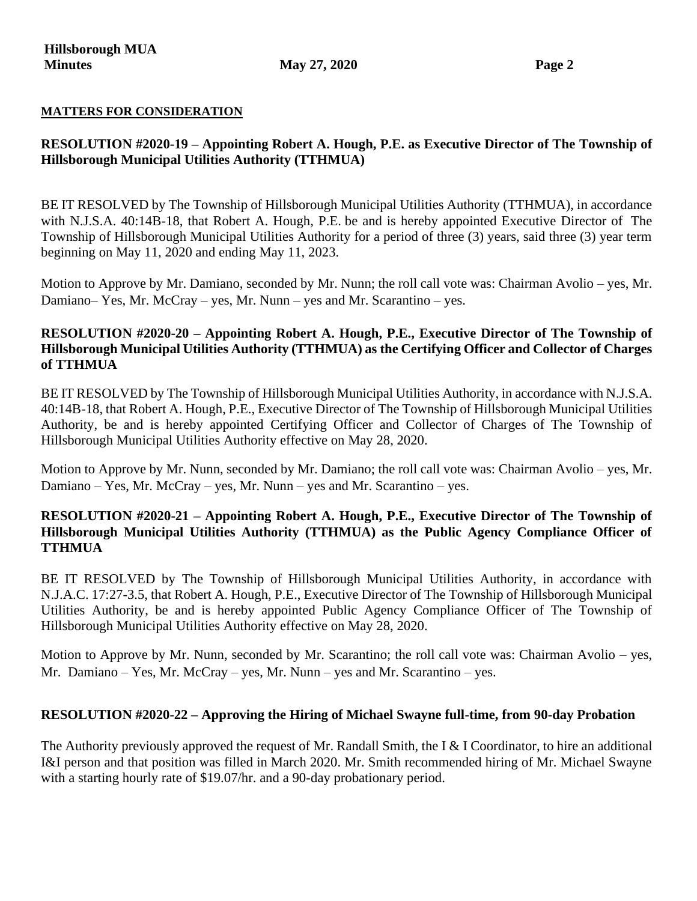## MATTERS FOR CONSIDERATION

**RESOLUTION #2020-19 – Appointing Robert A. Hough, P.E. as Executive Director of The Township of Hillsborough Municipal Utilities Authority (TTHMUA)**

BE IT RESOLVED by The Township of Hillsborough Municipal Utilities Authority (TTHMUA), in accordance with N.J.S.A. 40:14B-18, that Robert A. Hough, P.E. be and is hereby appointed Executive Director of The Township of Hillsborough Municipal Utilities Authority for a period of three (3) years, said three (3) year term beginning on May 11, 2020 and ending May 11, 2023.

Motion to Approve by Mr. Damiano, seconded by Mr. Nunn; the roll call vote was: Chairman Avolio – yes, Mr. Damiano– Yes, Mr. McCray – yes, Mr. Nunn – yes and Mr. Scarantino – yes.

**RESOLUTION #2020-20 – Appointing Robert A. Hough, P.E., Executive Director of The Township of Hillsborough Municipal Utilities Authority (TTHMUA) as the Certifying Officer and Collector of Charges of TTHMUA**

BE IT RESOLVED by The Township of Hillsborough Municipal Utilities Authority, in accordance with N.J.S.A. 40:14B-18, that Robert A. Hough, P.E., Executive Director of The Township of Hillsborough Municipal Utilities Authority, be and is hereby appointed Certifying Officer and Collector of Charges of The Township of Hillsborough Municipal Utilities Authority effective on May 28, 2020.

Motion to Approve by Mr. Nunn, seconded by Mr. Damiano; the roll call vote was: Chairman Avolio – yes, Mr. Damiano – Yes, Mr. McCray – yes, Mr. Nunn – yes and Mr. Scarantino – yes.

**RESOLUTION #2020-21 – Appointing Robert A. Hough, P.E., Executive Director of The Township of Hillsborough Municipal Utilities Authority (TTHMUA) as the Public Agency Compliance Officer of TTHMUA**

BE IT RESOLVED by The Township of Hillsborough Municipal Utilities Authority, in accordance with N.J.A.C. 17:27-3.5, that Robert A. Hough, P.E., Executive Director of The Township of Hillsborough Municipal Utilities Authority, be and is hereby appointed Public Agency Compliance Officer of The Township of Hillsborough Municipal Utilities Authority effective on May 28, 2020.

Motion to Approve by Mr. Nunn, seconded by Mr. Scarantino; the roll call vote was: Chairman Avolio – yes, Mr. Damiano – Yes, Mr. McCray – yes, Mr. Nunn – yes and Mr. Scarantino – yes.

**RESOLUTION #2020-22 – Approving the Hiring of Michael Swayne full-time, from 90-day Probation**

The Authority previously approved the request of Mr. Randall Smith, the I & I Coordinator, to hire an additional I&I person and that position was filled in March 2020. Mr. Smith recommended hiring of Mr. Michael Swayne with a starting hourly rate of $19.07/hr. and a 90-day probationary period.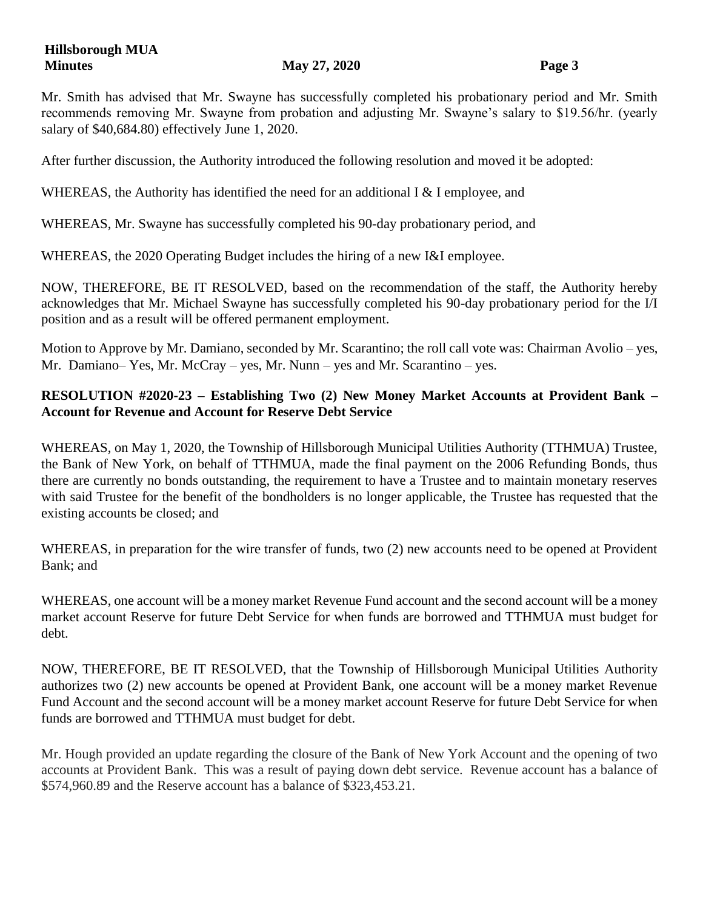Mr. Smith has advised that Mr. Swayne has successfully completed his probationary period and Mr. Smith recommends removing Mr. Swayne from probation and adjusting Mr. Swayne's salary to $19.56/hr. (yearly salary of $40,684.80) effectively June 1, 2020.

After further discussion, the Authority introduced the following resolution and moved it be adopted:

WHEREAS, the Authority has identified the need for an additional I & I employee, and

WHEREAS, Mr. Swayne has successfully completed his 90-day probationary period, and

WHEREAS, the 2020 Operating Budget includes the hiring of a new I&I employee.

NOW, THEREFORE, BE IT RESOLVED, based on the recommendation of the staff, the Authority hereby acknowledges that Mr. Michael Swayne has successfully completed his 90-day probationary period for the I/I position and as a result will be offered permanent employment.

Motion to Approve by Mr. Damiano, seconded by Mr. Scarantino; the roll call vote was: Chairman Avolio – yes, Mr. Damiano– Yes, Mr. McCray – yes, Mr. Nunn – yes and Mr. Scarantino – yes.

**RESOLUTION #2020-23 – Establishing Two (2) New Money Market Accounts at Provident Bank – Account for Revenue and Account for Reserve Debt Service**

WHEREAS, on May 1, 2020, the Township of Hillsborough Municipal Utilities Authority (TTHMUA) Trustee, the Bank of New York, on behalf of TTHMUA, made the final payment on the 2006 Refunding Bonds, thus there are currently no bonds outstanding, the requirement to have a Trustee and to maintain monetary reserves with said Trustee for the benefit of the bondholders is no longer applicable, the Trustee has requested that the existing accounts be closed; and

WHEREAS, in preparation for the wire transfer of funds, two (2) new accounts need to be opened at Provident Bank; and

WHEREAS, one account will be a money market Revenue Fund account and the second account will be a money market account Reserve for future Debt Service for when funds are borrowed and TTHMUA must budget for debt.

NOW, THEREFORE, BE IT RESOLVED, that the Township of Hillsborough Municipal Utilities Authority authorizes two (2) new accounts be opened at Provident Bank, one account will be a money market Revenue Fund Account and the second account will be a money market account Reserve for future Debt Service for when funds are borrowed and TTHMUA must budget for debt.

Mr. Hough provided an update regarding the closure of the Bank of New York Account and the opening of two accounts at Provident Bank. This was a result of paying down debt service. Revenue account has a balance of $574,960.89 and the Reserve account has a balance of $323,453.21.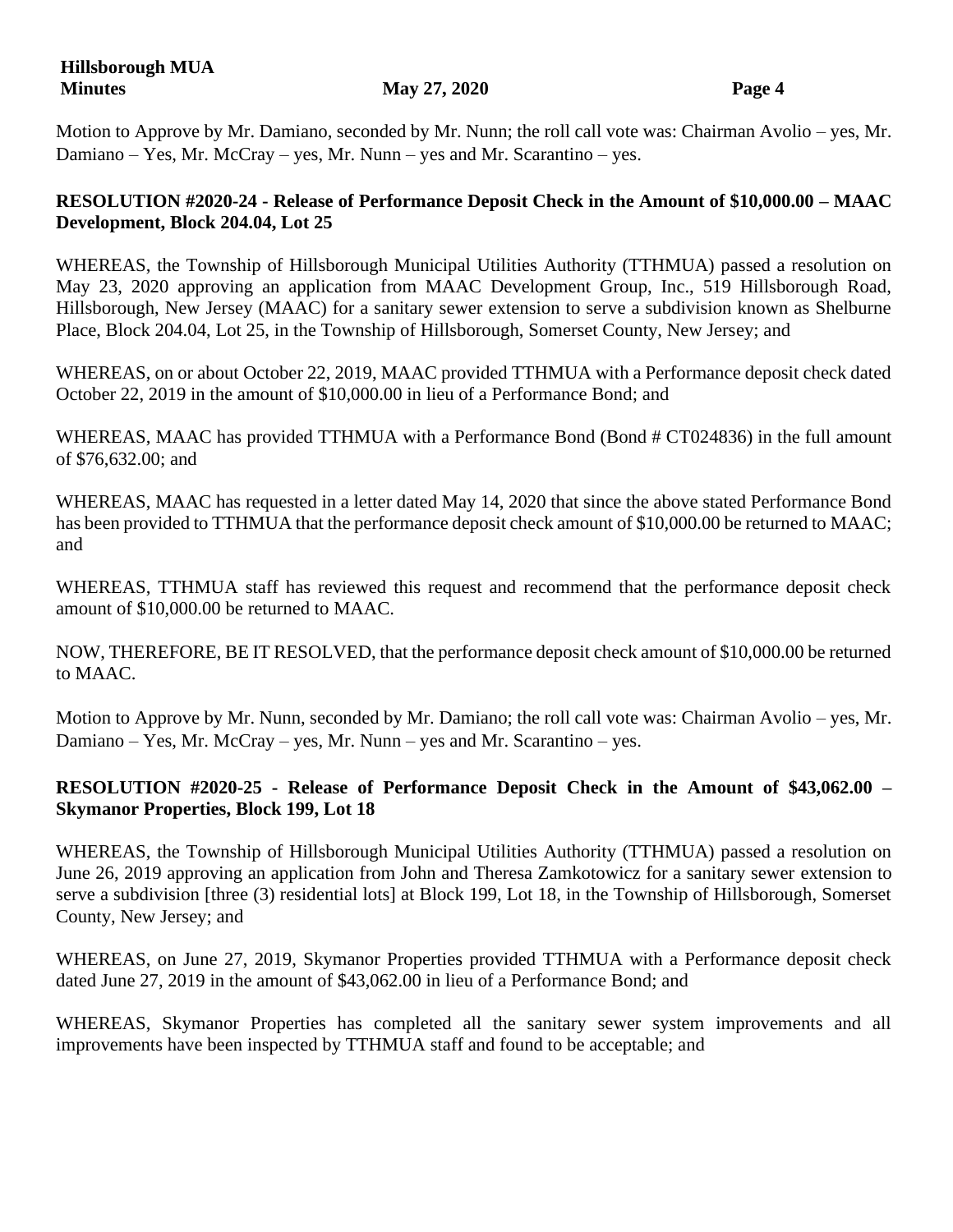Motion to Approve by Mr. Damiano, seconded by Mr. Nunn; the roll call vote was: Chairman Avolio – yes, Mr. Damiano – Yes, Mr. McCray – yes, Mr. Nunn – yes and Mr. Scarantino – yes.

**RESOLUTION #2020-24 - Release of Performance Deposit Check in the Amount of $10,000.00 – MAAC Development, Block 204.04, Lot 25**

WHEREAS, the Township of Hillsborough Municipal Utilities Authority (TTHMUA) passed a resolution on May 23, 2020 approving an application from MAAC Development Group, Inc., 519 Hillsborough Road, Hillsborough, New Jersey (MAAC) for a sanitary sewer extension to serve a subdivision known as Shelburne Place, Block 204.04, Lot 25, in the Township of Hillsborough, Somerset County, New Jersey; and

WHEREAS, on or about October 22, 2019, MAAC provided TTHMUA with a Performance deposit check dated October 22, 2019 in the amount of $10,000.00 in lieu of a Performance Bond; and

WHEREAS, MAAC has provided TTHMUA with a Performance Bond (Bond # CT024836) in the full amount of $76,632.00; and

WHEREAS, MAAC has requested in a letter dated May 14, 2020 that since the above stated Performance Bond has been provided to TTHMUA that the performance deposit check amount of $10,000.00 be returned to MAAC; and

WHEREAS, TTHMUA staff has reviewed this request and recommend that the performance deposit check amount of $10,000.00 be returned to MAAC.

NOW, THEREFORE, BE IT RESOLVED, that the performance deposit check amount of $10,000.00 be returned to MAAC.

Motion to Approve by Mr. Nunn, seconded by Mr. Damiano; the roll call vote was: Chairman Avolio – yes, Mr. Damiano – Yes, Mr. McCray – yes, Mr. Nunn – yes and Mr. Scarantino – yes.

**RESOLUTION #2020-25 - Release of Performance Deposit Check in the Amount of $43,062.00 – Skymanor Properties, Block 199, Lot 18**

WHEREAS, the Township of Hillsborough Municipal Utilities Authority (TTHMUA) passed a resolution on June 26, 2019 approving an application from John and Theresa Zamkotowicz for a sanitary sewer extension to serve a subdivision [three (3) residential lots] at Block 199, Lot 18, in the Township of Hillsborough, Somerset County, New Jersey; and

WHEREAS, on June 27, 2019, Skymanor Properties provided TTHMUA with a Performance deposit check dated June 27, 2019 in the amount of $43,062.00 in lieu of a Performance Bond; and

WHEREAS, Skymanor Properties has completed all the sanitary sewer system improvements and all improvements have been inspected by TTHMUA staff and found to be acceptable; and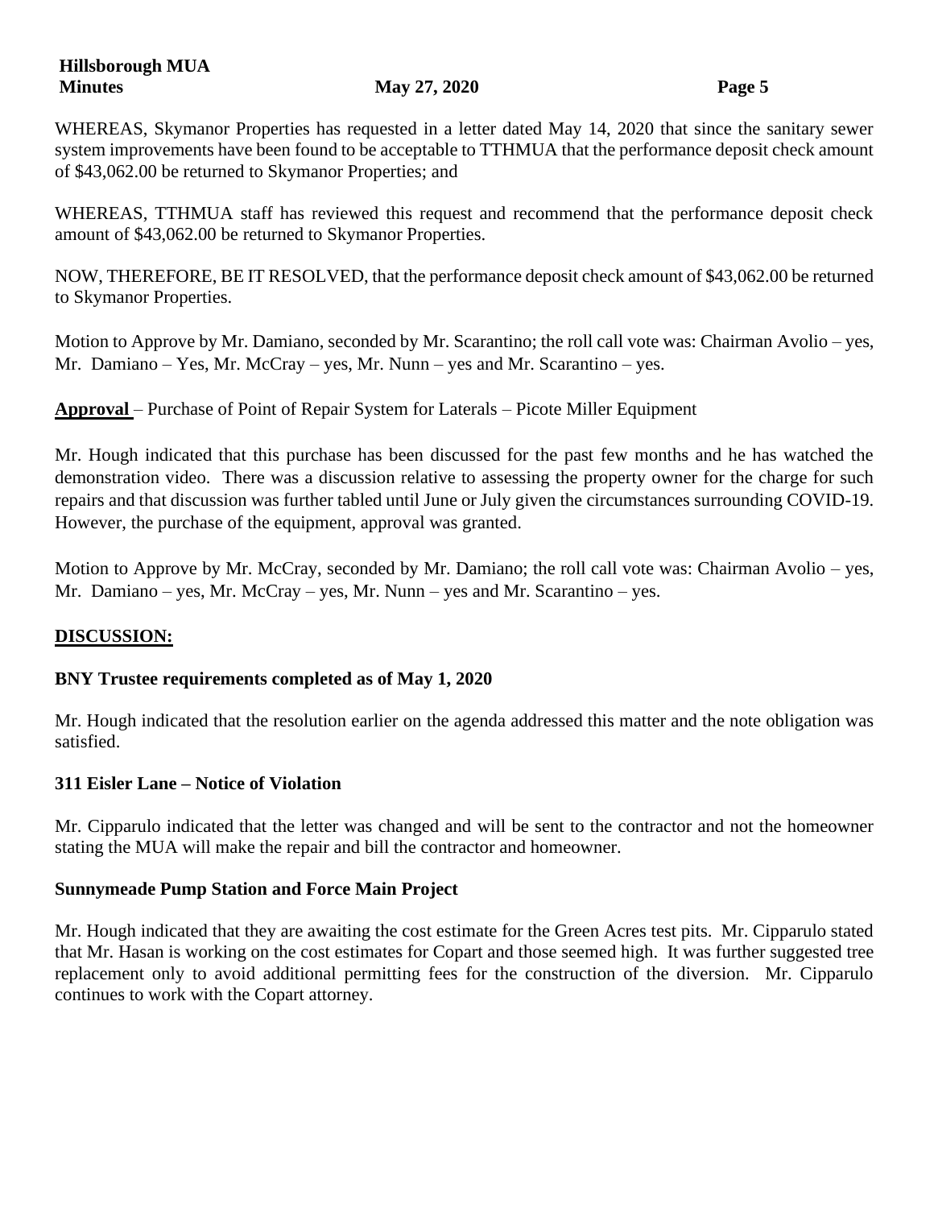WHEREAS, Skymanor Properties has requested in a letter dated May 14, 2020 that since the sanitary sewer system improvements have been found to be acceptable to TTHMUA that the performance deposit check amount of $43,062.00 be returned to Skymanor Properties; and

WHEREAS, TTHMUA staff has reviewed this request and recommend that the performance deposit check amount of $43,062.00 be returned to Skymanor Properties.

NOW, THEREFORE, BE IT RESOLVED, that the performance deposit check amount of $43,062.00 be returned to Skymanor Properties.

Motion to Approve by Mr. Damiano, seconded by Mr. Scarantino; the roll call vote was: Chairman Avolio – yes, Mr. Damiano – Yes, Mr. McCray – yes, Mr. Nunn – yes and Mr. Scarantino – yes.

**Approval** – Purchase of Point of Repair System for Laterals – Picote Miller Equipment

Mr. Hough indicated that this purchase has been discussed for the past few months and he has watched the demonstration video. There was a discussion relative to assessing the property owner for the charge for such repairs and that discussion was further tabled until June or July given the circumstances surrounding COVID-19. However, the purchase of the equipment, approval was granted.

Motion to Approve by Mr. McCray, seconded by Mr. Damiano; the roll call vote was: Chairman Avolio – yes, Mr. Damiano – yes, Mr. McCray – yes, Mr. Nunn – yes and Mr. Scarantino – yes.

## DISCUSSION:

### BNY Trustee requirements completed as of May 1, 2020

Mr. Hough indicated that the resolution earlier on the agenda addressed this matter and the note obligation was satisfied.

### 311 Eisler Lane – Notice of Violation

Mr. Cipparulo indicated that the letter was changed and will be sent to the contractor and not the homeowner stating the MUA will make the repair and bill the contractor and homeowner.

### Sunnymeade Pump Station and Force Main Project

Mr. Hough indicated that they are awaiting the cost estimate for the Green Acres test pits. Mr. Cipparulo stated that Mr. Hasan is working on the cost estimates for Copart and those seemed high. It was further suggested tree replacement only to avoid additional permitting fees for the construction of the diversion. Mr. Cipparulo continues to work with the Copart attorney.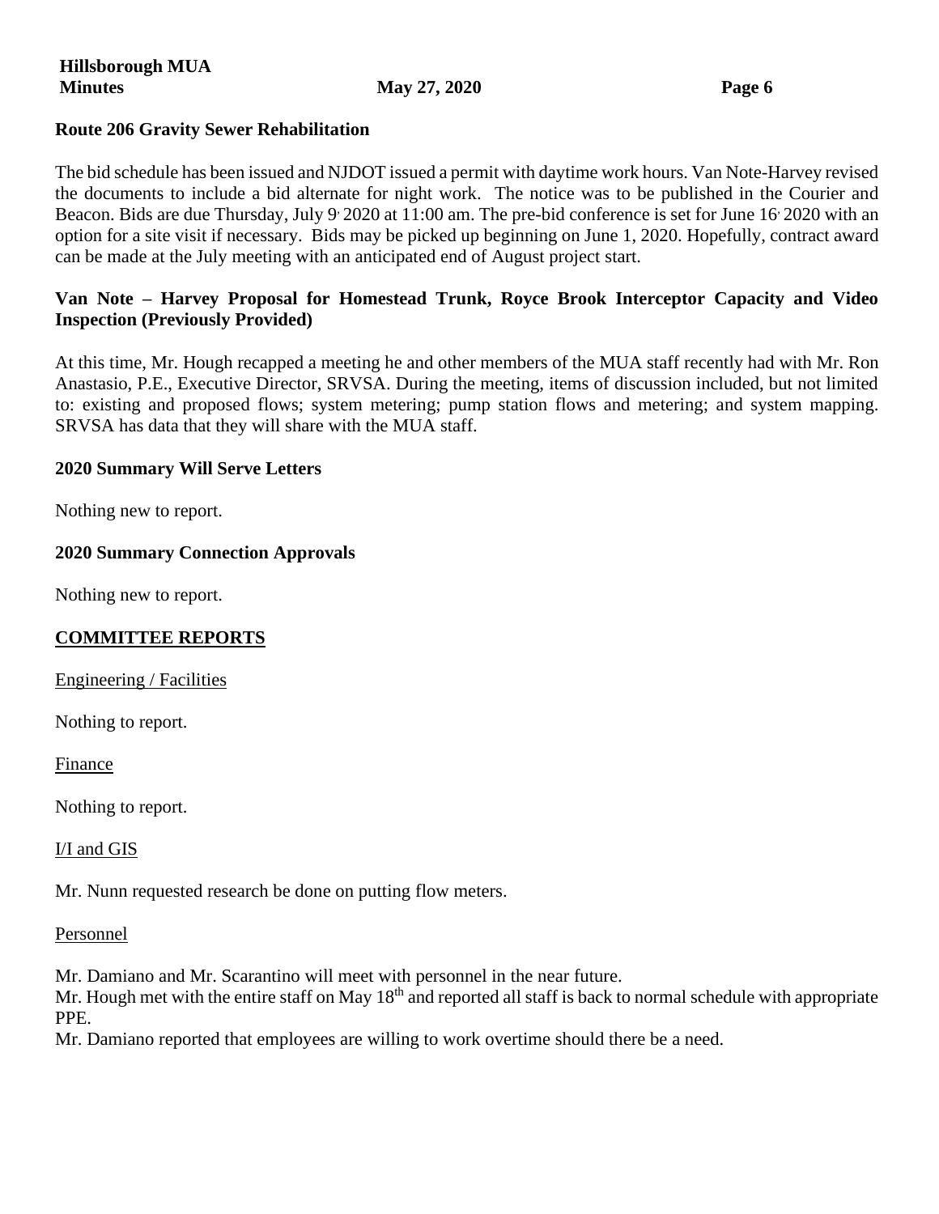**Route 206 Gravity Sewer Rehabilitation**

The bid schedule has been issued and NJDOT issued a permit with daytime work hours. Van Note-Harvey revised the documents to include a bid alternate for night work. The notice was to be published in the Courier and Beacon. Bids are due Thursday, July 9, 2020 at 11:00 am. The pre-bid conference is set for June 16, 2020 with an option for a site visit if necessary. Bids may be picked up beginning on June 1, 2020. Hopefully, contract award can be made at the July meeting with an anticipated end of August project start.

**Van Note – Harvey Proposal for Homestead Trunk, Royce Brook Interceptor Capacity and Video Inspection (Previously Provided)**

At this time, Mr. Hough recapped a meeting he and other members of the MUA staff recently had with Mr. Ron Anastasio, P.E., Executive Director, SRVSA. During the meeting, items of discussion included, but not limited to: existing and proposed flows; system metering; pump station flows and metering; and system mapping. SRVSA has data that they will share with the MUA staff.

**2020 Summary Will Serve Letters**

Nothing new to report.

**2020 Summary Connection Approvals**

Nothing new to report.

## COMMITTEE REPORTS

Engineering / Facilities

Nothing to report.

Finance

Nothing to report.

I/I and GIS

Mr. Nunn requested research be done on putting flow meters.

Personnel

Mr. Damiano and Mr. Scarantino will meet with personnel in the near future.
Mr. Hough met with the entire staff on May 18th and reported all staff is back to normal schedule with appropriate PPE.
Mr. Damiano reported that employees are willing to work overtime should there be a need.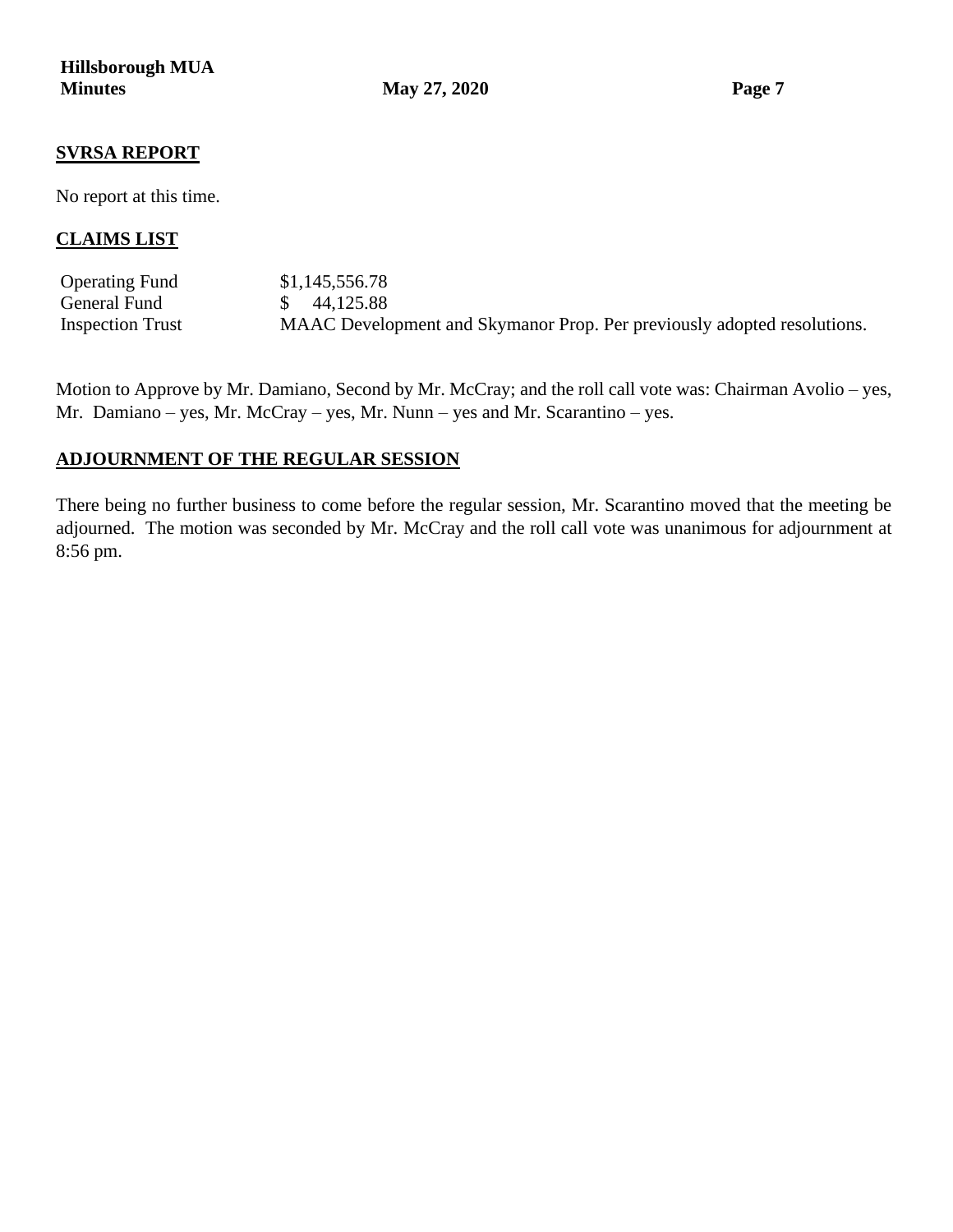## SVRSA REPORT

No report at this time.

## CLAIMS LIST

| | |
|---|---|
| Operating Fund | $1,145,556.78 |
| General Fund | $ 44,125.88 |
| Inspection Trust | MAAC Development and Skymanor Prop. Per previously adopted resolutions. |

Motion to Approve by Mr. Damiano, Second by Mr. McCray; and the roll call vote was: Chairman Avolio – yes, Mr. Damiano – yes, Mr. McCray – yes, Mr. Nunn – yes and Mr. Scarantino – yes.

## ADJOURNMENT OF THE REGULAR SESSION

There being no further business to come before the regular session, Mr. Scarantino moved that the meeting be adjourned. The motion was seconded by Mr. McCray and the roll call vote was unanimous for adjournment at 8:56 pm.